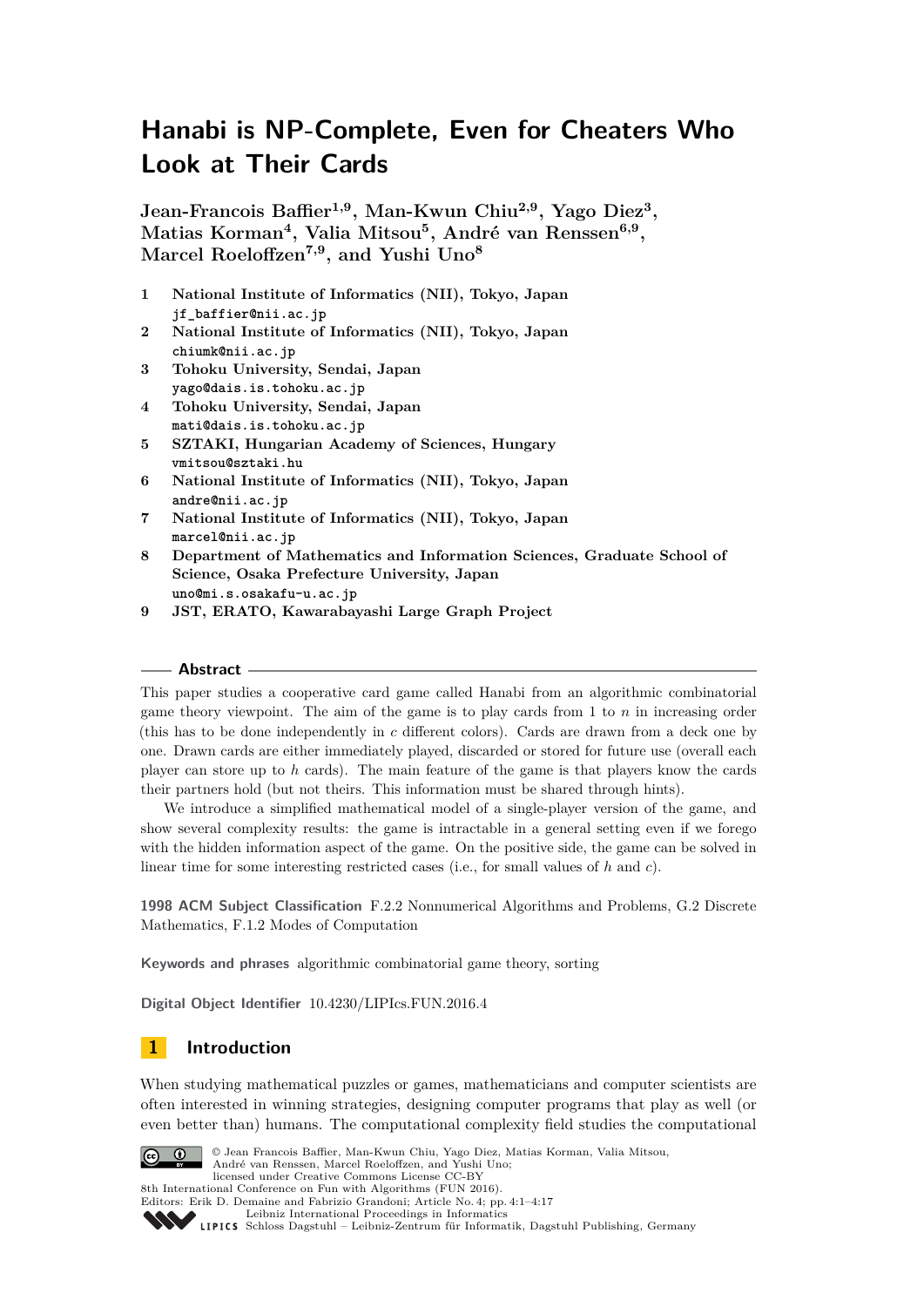# Hanabi is NP-Complete, Even for Cheaters Who Look at Their Cards

**Jean-Francois Baffier[1,9], Man-Kwun Chiu[2,9], Yago Diez[3], Matias Korman[4], Valia Mitsou[5], André van Renssen[6,9], Marcel Roeloffzen[7,9], and Yushi Uno[8]**

1. **National Institute of Informatics (NII), Tokyo, Japan**
   jf_baffier@nii.ac.jp
2. **National Institute of Informatics (NII), Tokyo, Japan**
   chiumk@nii.ac.jp
3. **Tohoku University, Sendai, Japan**
   yago@dais.is.tohoku.ac.jp
4. **Tohoku University, Sendai, Japan**
   mati@dais.is.tohoku.ac.jp
5. **SZTAKI, Hungarian Academy of Sciences, Hungary**
   vmitsou@sztaki.hu
6. **National Institute of Informatics (NII), Tokyo, Japan**
   andre@nii.ac.jp
7. **National Institute of Informatics (NII), Tokyo, Japan**
   marcel@nii.ac.jp
8. **Department of Mathematics and Information Sciences, Graduate School of Science, Osaka Prefecture University, Japan**
   uno@mi.s.osakafu-u.ac.jp
9. **JST, ERATO, Kawarabayashi Large Graph Project**

## Abstract

This paper studies a cooperative card game called Hanabi from an algorithmic combinatorial game theory viewpoint. The aim of the game is to play cards from 1 to $n$ in increasing order (this has to be done independently in $c$ different colors). Cards are drawn from a deck one by one. Drawn cards are either immediately played, discarded or stored for future use (overall each player can store up to $h$ cards). The main feature of the game is that players know the cards their partners hold (but not theirs. This information must be shared through hints).

We introduce a simplified mathematical model of a single-player version of the game, and show several complexity results: the game is intractable in a general setting even if we forego with the hidden information aspect of the game. On the positive side, the game can be solved in linear time for some interesting restricted cases (i.e., for small values of $h$ and $c$).

**1998 ACM Subject Classification** F.2.2 Nonnumerical Algorithms and Problems, G.2 Discrete Mathematics, F.1.2 Modes of Computation

**Keywords and phrases** algorithmic combinatorial game theory, sorting

**Digital Object Identifier** 10.4230/LIPIcs.FUN.2016.4

## 1 Introduction

When studying mathematical puzzles or games, mathematicians and computer scientists are often interested in winning strategies, designing computer programs that play as well (or even better than) humans. The computational complexity field studies the computational

© Jean Francois Baffier, Man-Kwun Chiu, Yago Diez, Matias Korman, Valia Mitsou, André van Renssen, Marcel Roeloffzen, and Yushi Uno;
licensed under Creative Commons License CC-BY
8th International Conference on Fun with Algorithms (FUN 2016).
Editors: Erik D. Demaine and Fabrizio Grandoni; Article No. 4; pp. 4:1–4:17
Leibniz International Proceedings in Informatics
Schloss Dagstuhl – Leibniz-Zentrum für Informatik, Dagstuhl Publishing, Germany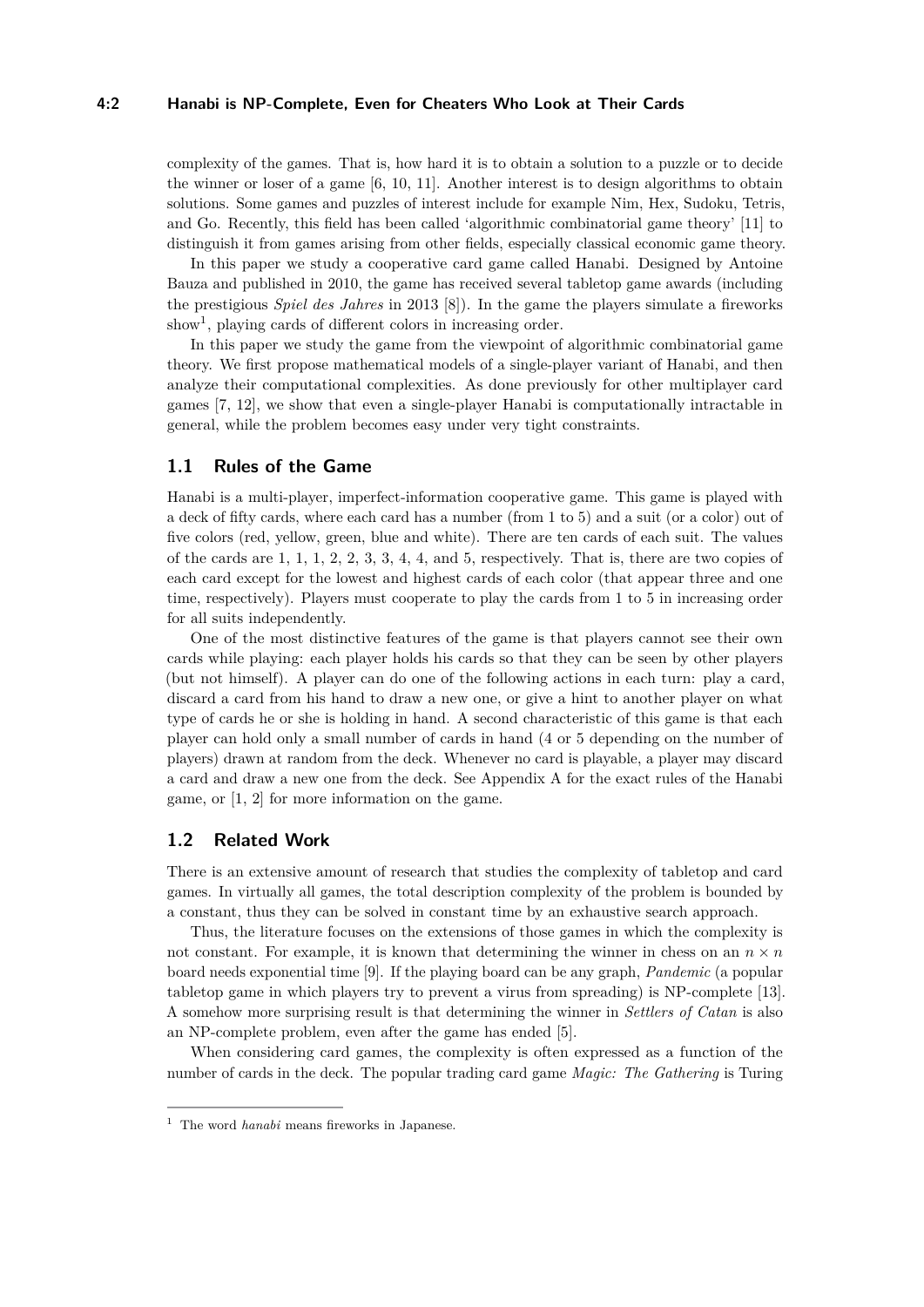complexity of the games. That is, how hard it is to obtain a solution to a puzzle or to decide the winner or loser of a game [6, 10, 11]. Another interest is to design algorithms to obtain solutions. Some games and puzzles of interest include for example Nim, Hex, Sudoku, Tetris, and Go. Recently, this field has been called 'algorithmic combinatorial game theory' [11] to distinguish it from games arising from other fields, especially classical economic game theory.

In this paper we study a cooperative card game called Hanabi. Designed by Antoine Bauza and published in 2010, the game has received several tabletop game awards (including the prestigious *Spiel des Jahres* in 2013 [8]). In the game the players simulate a fireworks show[1], playing cards of different colors in increasing order.

In this paper we study the game from the viewpoint of algorithmic combinatorial game theory. We first propose mathematical models of a single-player variant of Hanabi, and then analyze their computational complexities. As done previously for other multiplayer card games [7, 12], we show that even a single-player Hanabi is computationally intractable in general, while the problem becomes easy under very tight constraints.

## 1.1 Rules of the Game

Hanabi is a multi-player, imperfect-information cooperative game. This game is played with a deck of fifty cards, where each card has a number (from 1 to 5) and a suit (or a color) out of five colors (red, yellow, green, blue and white). There are ten cards of each suit. The values of the cards are 1, 1, 1, 2, 2, 3, 3, 4, 4, and 5, respectively. That is, there are two copies of each card except for the lowest and highest cards of each color (that appear three and one time, respectively). Players must cooperate to play the cards from 1 to 5 in increasing order for all suits independently.

One of the most distinctive features of the game is that players cannot see their own cards while playing: each player holds his cards so that they can be seen by other players (but not himself). A player can do one of the following actions in each turn: play a card, discard a card from his hand to draw a new one, or give a hint to another player on what type of cards he or she is holding in hand. A second characteristic of this game is that each player can hold only a small number of cards in hand (4 or 5 depending on the number of players) drawn at random from the deck. Whenever no card is playable, a player may discard a card and draw a new one from the deck. See Appendix A for the exact rules of the Hanabi game, or [1, 2] for more information on the game.

## 1.2 Related Work

There is an extensive amount of research that studies the complexity of tabletop and card games. In virtually all games, the total description complexity of the problem is bounded by a constant, thus they can be solved in constant time by an exhaustive search approach.

Thus, the literature focuses on the extensions of those games in which the complexity is not constant. For example, it is known that determining the winner in chess on an $n \times n$ board needs exponential time [9]. If the playing board can be any graph, *Pandemic* (a popular tabletop game in which players try to prevent a virus from spreading) is NP-complete [13]. A somehow more surprising result is that determining the winner in *Settlers of Catan* is also an NP-complete problem, even after the game has ended [5].

When considering card games, the complexity is often expressed as a function of the number of cards in the deck. The popular trading card game *Magic: The Gathering* is Turing

[1] The word *hanabi* means fireworks in Japanese.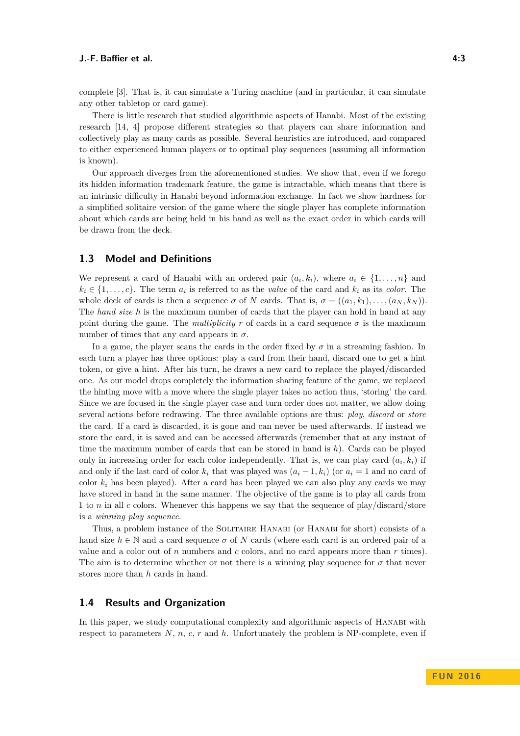complete [3]. That is, it can simulate a Turing machine (and in particular, it can simulate any other tabletop or card game).

There is little research that studied algorithmic aspects of Hanabi. Most of the existing research [14, 4] propose different strategies so that players can share information and collectively play as many cards as possible. Several heuristics are introduced, and compared to either experienced human players or to optimal play sequences (assuming all information is known).

Our approach diverges from the aforementioned studies. We show that, even if we forego its hidden information trademark feature, the game is intractable, which means that there is an intrinsic difficulty in Hanabi beyond information exchange. In fact we show hardness for a simplified solitaire version of the game where the single player has complete information about which cards are being held in his hand as well as the exact order in which cards will be drawn from the deck.

## 1.3 Model and Definitions

We represent a card of Hanabi with an ordered pair $(a_i, k_i)$, where $a_i \in \{1, \ldots, n\}$ and $k_i \in \{1, \ldots, c\}$. The term $a_i$ is referred to as the *value* of the card and $k_i$ as its *color*. The whole deck of cards is then a sequence $\sigma$ of $N$ cards. That is, $\sigma = ((a_1, k_1), \ldots, (a_N, k_N))$. The *hand size* $h$ is the maximum number of cards that the player can hold in hand at any point during the game. The *multiplicity* $r$ of cards in a card sequence $\sigma$ is the maximum number of times that any card appears in $\sigma$.

In a game, the player scans the cards in the order fixed by $\sigma$ in a streaming fashion. In each turn a player has three options: play a card from their hand, discard one to get a hint token, or give a hint. After his turn, he draws a new card to replace the played/discarded one. As our model drops completely the information sharing feature of the game, we replaced the hinting move with a move where the single player takes no action thus, 'storing' the card. Since we are focused in the single player case and turn order does not matter, we allow doing several actions before redrawing. The three available options are thus: *play*, *discard* or *store* the card. If a card is discarded, it is gone and can never be used afterwards. If instead we store the card, it is saved and can be accessed afterwards (remember that at any instant of time the maximum number of cards that can be stored in hand is $h$). Cards can be played only in increasing order for each color independently. That is, we can play card $(a_i, k_i)$ if and only if the last card of color $k_i$ that was played was $(a_i - 1, k_i)$ (or $a_i = 1$ and no card of color $k_i$ has been played). After a card has been played we can also play any cards we may have stored in hand in the same manner. The objective of the game is to play all cards from 1 to $n$ in all $c$ colors. Whenever this happens we say that the sequence of play/discard/store is a *winning play sequence*.

Thus, a problem instance of the Solitaire Hanabi (or Hanabi for short) consists of a hand size $h \in \mathbb{N}$ and a card sequence $\sigma$ of $N$ cards (where each card is an ordered pair of a value and a color out of $n$ numbers and $c$ colors, and no card appears more than $r$ times). The aim is to determine whether or not there is a winning play sequence for $\sigma$ that never stores more than $h$ cards in hand.

## 1.4 Results and Organization

In this paper, we study computational complexity and algorithmic aspects of Hanabi with respect to parameters $N$, $n$, $c$, $r$ and $h$. Unfortunately the problem is NP-complete, even if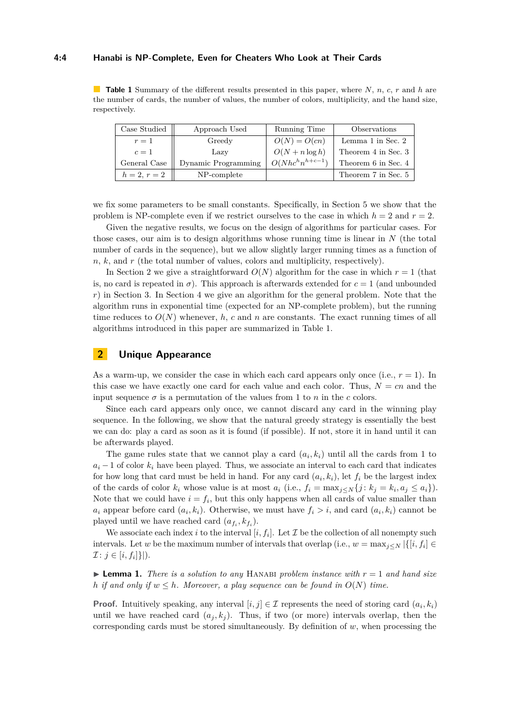**Table 1** Summary of the different results presented in this paper, where $N$, $n$, $c$, $r$ and $h$ are the number of cards, the number of values, the number of colors, multiplicity, and the hand size, respectively.

| Case Studied | Approach Used | Running Time | Observations |
|---|---|---|---|
| $r = 1$ | Greedy | $O(N) = O(cn)$ | Lemma 1 in Sec. 2 |
| $c = 1$ | Lazy | $O(N + n \log h)$ | Theorem 4 in Sec. 3 |
| General Case | Dynamic Programming | $O(Nhc^h n^{h+c-1})$ | Theorem 6 in Sec. 4 |
| $h = 2$, $r = 2$ | NP-complete | | Theorem 7 in Sec. 5 |

we fix some parameters to be small constants. Specifically, in Section 5 we show that the problem is NP-complete even if we restrict ourselves to the case in which $h = 2$ and $r = 2$.

Given the negative results, we focus on the design of algorithms for particular cases. For those cases, our aim is to design algorithms whose running time is linear in $N$ (the total number of cards in the sequence), but we allow slightly larger running times as a function of $n$, $k$, and $r$ (the total number of values, colors and multiplicity, respectively).

In Section 2 we give a straightforward $O(N)$ algorithm for the case in which $r = 1$ (that is, no card is repeated in $\sigma$). This approach is afterwards extended for $c = 1$ (and unbounded $r$) in Section 3. In Section 4 we give an algorithm for the general problem. Note that the algorithm runs in exponential time (expected for an NP-complete problem), but the running time reduces to $O(N)$ whenever, $h$, $c$ and $n$ are constants. The exact running times of all algorithms introduced in this paper are summarized in Table 1.

## 2 Unique Appearance

As a warm-up, we consider the case in which each card appears only once (i.e., $r = 1$). In this case we have exactly one card for each value and each color. Thus, $N = cn$ and the input sequence $\sigma$ is a permutation of the values from 1 to $n$ in the $c$ colors.

Since each card appears only once, we cannot discard any card in the winning play sequence. In the following, we show that the natural greedy strategy is essentially the best we can do: play a card as soon as it is found (if possible). If not, store it in hand until it can be afterwards played.

The game rules state that we cannot play a card $(a_i, k_i)$ until all the cards from 1 to $a_i - 1$ of color $k_i$ have been played. Thus, we associate an interval to each card that indicates for how long that card must be held in hand. For any card $(a_i, k_i)$, let $f_i$ be the largest index of the cards of color $k_i$ whose value is at most $a_i$ (i.e., $f_i = \max_{j \leq N}\{j : k_j = k_i, a_j \leq a_i\}$). Note that we could have $i = f_i$, but this only happens when all cards of value smaller than $a_i$ appear before card $(a_i, k_i)$. Otherwise, we must have $f_i > i$, and card $(a_i, k_i)$ cannot be played until we have reached card $(a_{f_i}, k_{f_i})$.

We associate each index $i$ to the interval $[i, f_i]$. Let $\mathcal{I}$ be the collection of all nonempty such intervals. Let $w$ be the maximum number of intervals that overlap (i.e., $w = \max_{j \leq N} |\{[i, f_i] \in \mathcal{I} : j \in [i, f_i]\}|$).

▶ **Lemma 1.** *There is a solution to any* Hanabi *problem instance with $r = 1$ and hand size $h$ if and only if $w \leq h$. Moreover, a play sequence can be found in $O(N)$ time.*

**Proof.** Intuitively speaking, any interval $[i, j] \in \mathcal{I}$ represents the need of storing card $(a_i, k_i)$ until we have reached card $(a_j, k_j)$. Thus, if two (or more) intervals overlap, then the corresponding cards must be stored simultaneously. By definition of $w$, when processing the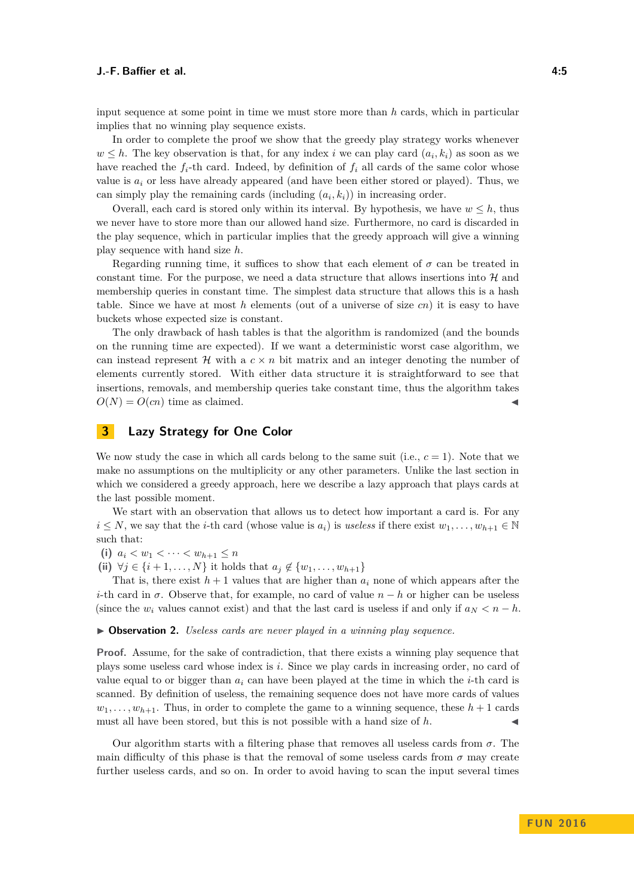input sequence at some point in time we must store more than $h$ cards, which in particular implies that no winning play sequence exists.

In order to complete the proof we show that the greedy play strategy works whenever $w \leq h$. The key observation is that, for any index $i$ we can play card $(a_i, k_i)$ as soon as we have reached the $f_i$-th card. Indeed, by definition of $f_i$ all cards of the same color whose value is $a_i$ or less have already appeared (and have been either stored or played). Thus, we can simply play the remaining cards (including $(a_i, k_i)$) in increasing order.

Overall, each card is stored only within its interval. By hypothesis, we have $w \leq h$, thus we never have to store more than our allowed hand size. Furthermore, no card is discarded in the play sequence, which in particular implies that the greedy approach will give a winning play sequence with hand size $h$.

Regarding running time, it suffices to show that each element of $\sigma$ can be treated in constant time. For the purpose, we need a data structure that allows insertions into $\mathcal{H}$ and membership queries in constant time. The simplest data structure that allows this is a hash table. Since we have at most $h$ elements (out of a universe of size $cn$) it is easy to have buckets whose expected size is constant.

The only drawback of hash tables is that the algorithm is randomized (and the bounds on the running time are expected). If we want a deterministic worst case algorithm, we can instead represent $\mathcal{H}$ with a $c \times n$ bit matrix and an integer denoting the number of elements currently stored. With either data structure it is straightforward to see that insertions, removals, and membership queries take constant time, thus the algorithm takes $O(N) = O(cn)$ time as claimed. ◂

## 3 Lazy Strategy for One Color

We now study the case in which all cards belong to the same suit (i.e., $c = 1$). Note that we make no assumptions on the multiplicity or any other parameters. Unlike the last section in which we considered a greedy approach, here we describe a lazy approach that plays cards at the last possible moment.

We start with an observation that allows us to detect how important a card is. For any $i \leq N$, we say that the $i$-th card (whose value is $a_i$) is *useless* if there exist $w_1, \ldots, w_{h+1} \in \mathbb{N}$ such that:

**(i)** $a_i < w_1 < \cdots < w_{h+1} \leq n$

**(ii)** $\forall j \in \{i+1, \ldots, N\}$ it holds that $a_j \notin \{w_1, \ldots, w_{h+1}\}$

That is, there exist $h+1$ values that are higher than $a_i$ none of which appears after the $i$-th card in $\sigma$. Observe that, for example, no card of value $n - h$ or higher can be useless (since the $w_i$ values cannot exist) and that the last card is useless if and only if $a_N < n - h$.

▸ **Observation 2.** *Useless cards are never played in a winning play sequence.*

**Proof.** Assume, for the sake of contradiction, that there exists a winning play sequence that plays some useless card whose index is $i$. Since we play cards in increasing order, no card of value equal to or bigger than $a_i$ can have been played at the time in which the $i$-th card is scanned. By definition of useless, the remaining sequence does not have more cards of values $w_1, \ldots, w_{h+1}$. Thus, in order to complete the game to a winning sequence, these $h+1$ cards must all have been stored, but this is not possible with a hand size of $h$. ◂

Our algorithm starts with a filtering phase that removes all useless cards from $\sigma$. The main difficulty of this phase is that the removal of some useless cards from $\sigma$ may create further useless cards, and so on. In order to avoid having to scan the input several times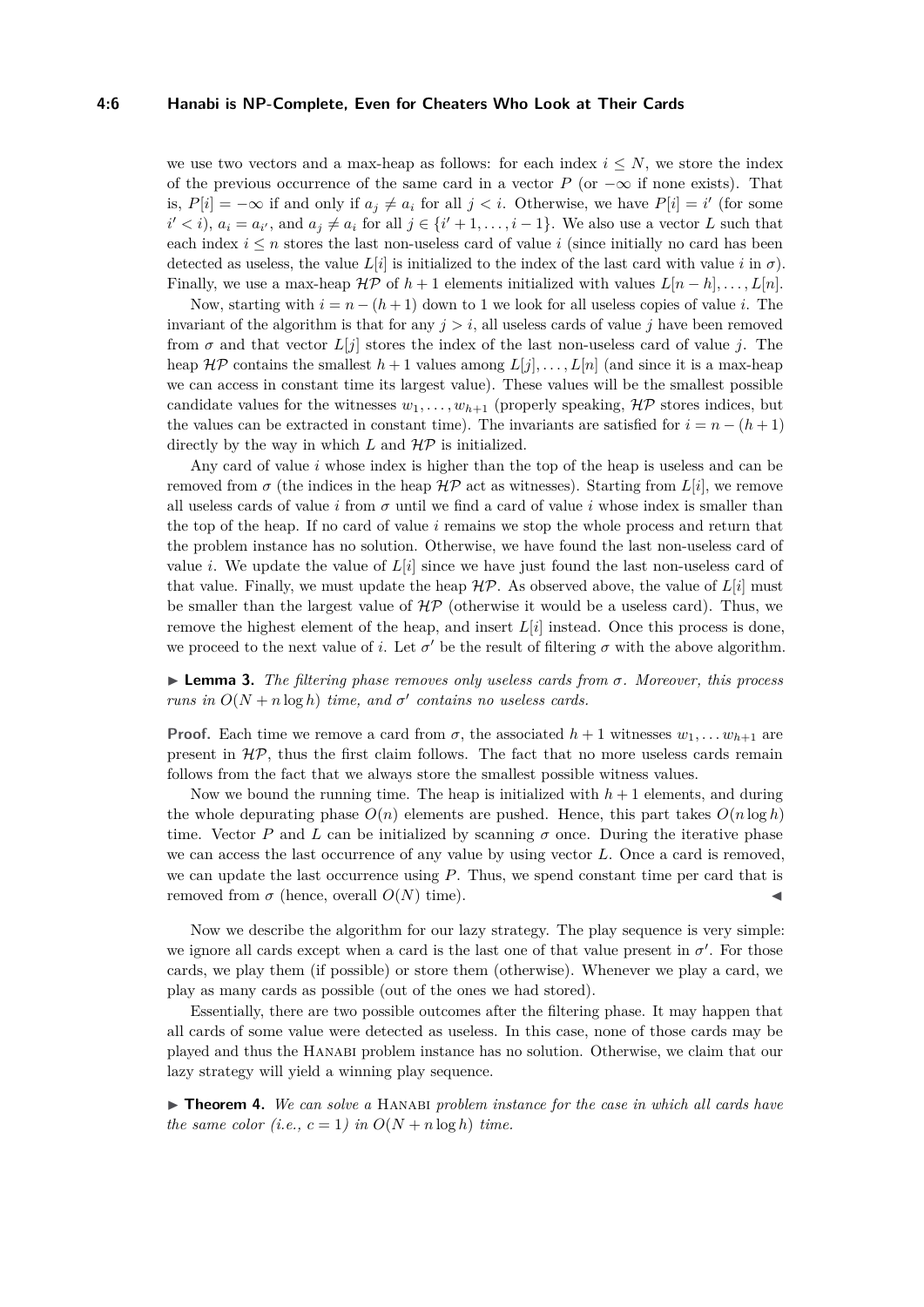we use two vectors and a max-heap as follows: for each index $i \leq N$, we store the index of the previous occurrence of the same card in a vector $P$ (or $-\infty$ if none exists). That is, $P[i] = -\infty$ if and only if $a_j \neq a_i$ for all $j < i$. Otherwise, we have $P[i] = i'$ (for some $i' < i$), $a_i = a_{i'}$, and $a_j \neq a_i$ for all $j \in \{i'+1, \ldots, i-1\}$. We also use a vector $L$ such that each index $i \leq n$ stores the last non-useless card of value $i$ (since initially no card has been detected as useless, the value $L[i]$ is initialized to the index of the last card with value $i$ in $\sigma$). Finally, we use a max-heap $\mathcal{HP}$ of $h+1$ elements initialized with values $L[n-h], \ldots, L[n]$.

Now, starting with $i = n-(h+1)$ down to 1 we look for all useless copies of value $i$. The invariant of the algorithm is that for any $j > i$, all useless cards of value $j$ have been removed from $\sigma$ and that vector $L[j]$ stores the index of the last non-useless card of value $j$. The heap $\mathcal{HP}$ contains the smallest $h+1$ values among $L[j], \ldots, L[n]$ (and since it is a max-heap we can access in constant time its largest value). These values will be the smallest possible candidate values for the witnesses $w_1, \ldots, w_{h+1}$ (properly speaking, $\mathcal{HP}$ stores indices, but the values can be extracted in constant time). The invariants are satisfied for $i = n-(h+1)$ directly by the way in which $L$ and $\mathcal{HP}$ is initialized.

Any card of value $i$ whose index is higher than the top of the heap is useless and can be removed from $\sigma$ (the indices in the heap $\mathcal{HP}$ act as witnesses). Starting from $L[i]$, we remove all useless cards of value $i$ from $\sigma$ until we find a card of value $i$ whose index is smaller than the top of the heap. If no card of value $i$ remains we stop the whole process and return that the problem instance has no solution. Otherwise, we have found the last non-useless card of value $i$. We update the value of $L[i]$ since we have just found the last non-useless card of that value. Finally, we must update the heap $\mathcal{HP}$. As observed above, the value of $L[i]$ must be smaller than the largest value of $\mathcal{HP}$ (otherwise it would be a useless card). Thus, we remove the highest element of the heap, and insert $L[i]$ instead. Once this process is done, we proceed to the next value of $i$. Let $\sigma'$ be the result of filtering $\sigma$ with the above algorithm.

▶ **Lemma 3.** *The filtering phase removes only useless cards from $\sigma$. Moreover, this process runs in $O(N + n \log h)$ time, and $\sigma'$ contains no useless cards.*

**Proof.** Each time we remove a card from $\sigma$, the associated $h+1$ witnesses $w_1, \ldots w_{h+1}$ are present in $\mathcal{HP}$, thus the first claim follows. The fact that no more useless cards remain follows from the fact that we always store the smallest possible witness values.

Now we bound the running time. The heap is initialized with $h+1$ elements, and during the whole depurating phase $O(n)$ elements are pushed. Hence, this part takes $O(n \log h)$ time. Vector $P$ and $L$ can be initialized by scanning $\sigma$ once. During the iterative phase we can access the last occurrence of any value by using vector $L$. Once a card is removed, we can update the last occurrence using $P$. Thus, we spend constant time per card that is removed from $\sigma$ (hence, overall $O(N)$ time). ◀

Now we describe the algorithm for our lazy strategy. The play sequence is very simple: we ignore all cards except when a card is the last one of that value present in $\sigma'$. For those cards, we play them (if possible) or store them (otherwise). Whenever we play a card, we play as many cards as possible (out of the ones we had stored).

Essentially, there are two possible outcomes after the filtering phase. It may happen that all cards of some value were detected as useless. In this case, none of those cards may be played and thus the Hanabi problem instance has no solution. Otherwise, we claim that our lazy strategy will yield a winning play sequence.

▶ **Theorem 4.** *We can solve a* Hanabi *problem instance for the case in which all cards have the same color (i.e., $c = 1$) in $O(N + n \log h)$ time.*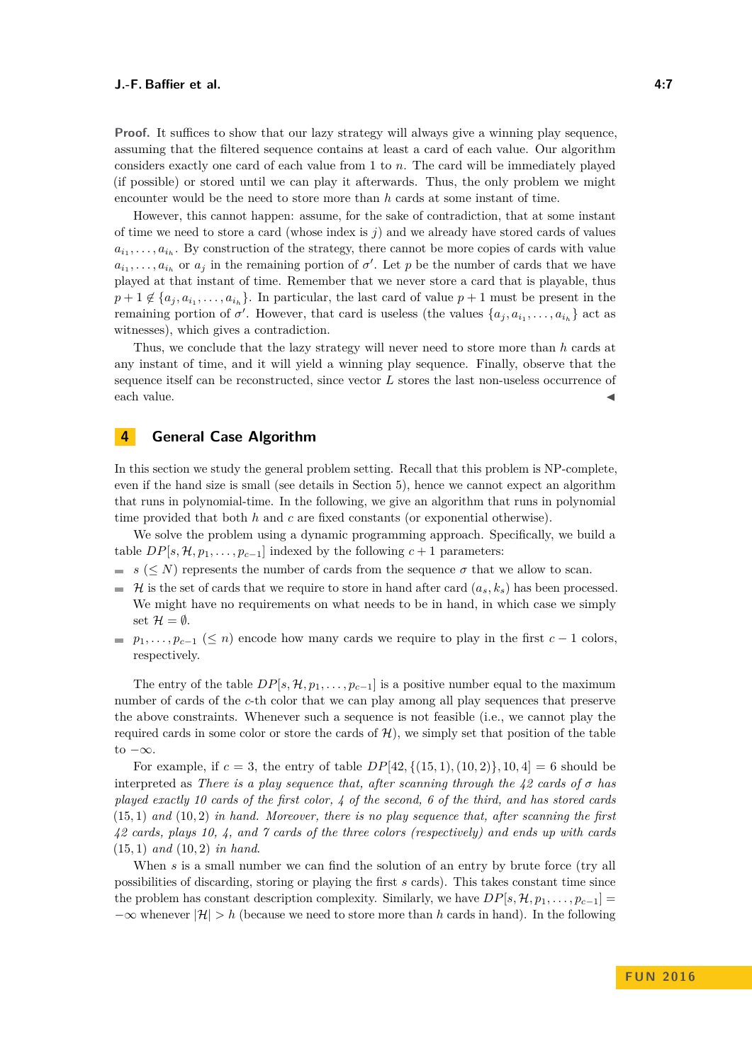**Proof.** It suffices to show that our lazy strategy will always give a winning play sequence, assuming that the filtered sequence contains at least a card of each value. Our algorithm considers exactly one card of each value from 1 to $n$. The card will be immediately played (if possible) or stored until we can play it afterwards. Thus, the only problem we might encounter would be the need to store more than $h$ cards at some instant of time.

However, this cannot happen: assume, for the sake of contradiction, that at some instant of time we need to store a card (whose index is $j$) and we already have stored cards of values $a_{i_1}, \ldots, a_{i_h}$. By construction of the strategy, there cannot be more copies of cards with value $a_{i_1}, \ldots, a_{i_h}$ or $a_j$ in the remaining portion of $\sigma'$. Let $p$ be the number of cards that we have played at that instant of time. Remember that we never store a card that is playable, thus $p + 1 \notin \{a_j, a_{i_1}, \ldots, a_{i_h}\}$. In particular, the last card of value $p+1$ must be present in the remaining portion of $\sigma'$. However, that card is useless (the values $\{a_j, a_{i_1}, \ldots, a_{i_h}\}$ act as witnesses), which gives a contradiction.

Thus, we conclude that the lazy strategy will never need to store more than $h$ cards at any instant of time, and it will yield a winning play sequence. Finally, observe that the sequence itself can be reconstructed, since vector $L$ stores the last non-useless occurrence of each value. ◀

## 4 General Case Algorithm

In this section we study the general problem setting. Recall that this problem is NP-complete, even if the hand size is small (see details in Section 5), hence we cannot expect an algorithm that runs in polynomial-time. In the following, we give an algorithm that runs in polynomial time provided that both $h$ and $c$ are fixed constants (or exponential otherwise).

We solve the problem using a dynamic programming approach. Specifically, we build a table $DP[s, \mathcal{H}, p_1, \ldots, p_{c-1}]$ indexed by the following $c+1$ parameters:

- $s$ ($\leq N$) represents the number of cards from the sequence $\sigma$ that we allow to scan.
- $\mathcal{H}$ is the set of cards that we require to store in hand after card $(a_s, k_s)$ has been processed. We might have no requirements on what needs to be in hand, in which case we simply set $\mathcal{H} = \emptyset$.
- $p_1, \ldots, p_{c-1}$ ($\leq n$) encode how many cards we require to play in the first $c-1$ colors, respectively.

The entry of the table $DP[s, \mathcal{H}, p_1, \ldots, p_{c-1}]$ is a positive number equal to the maximum number of cards of the $c$-th color that we can play among all play sequences that preserve the above constraints. Whenever such a sequence is not feasible (i.e., we cannot play the required cards in some color or store the cards of $\mathcal{H}$), we simply set that position of the table to $-\infty$.

For example, if $c = 3$, the entry of table $DP[42, \{(15, 1), (10, 2)\}, 10, 4] = 6$ should be interpreted as *There is a play sequence that, after scanning through the 42 cards of* $\sigma$ *has played exactly 10 cards of the first color, 4 of the second, 6 of the third, and has stored cards* $(15, 1)$ *and* $(10, 2)$ *in hand. Moreover, there is no play sequence that, after scanning the first 42 cards, plays 10, 4, and 7 cards of the three colors (respectively) and ends up with cards* $(15, 1)$ *and* $(10, 2)$ *in hand.*

When $s$ is a small number we can find the solution of an entry by brute force (try all possibilities of discarding, storing or playing the first $s$ cards). This takes constant time since the problem has constant description complexity. Similarly, we have $DP[s, \mathcal{H}, p_1, \ldots, p_{c-1}] = -\infty$ whenever $|\mathcal{H}| > h$ (because we need to store more than $h$ cards in hand). In the following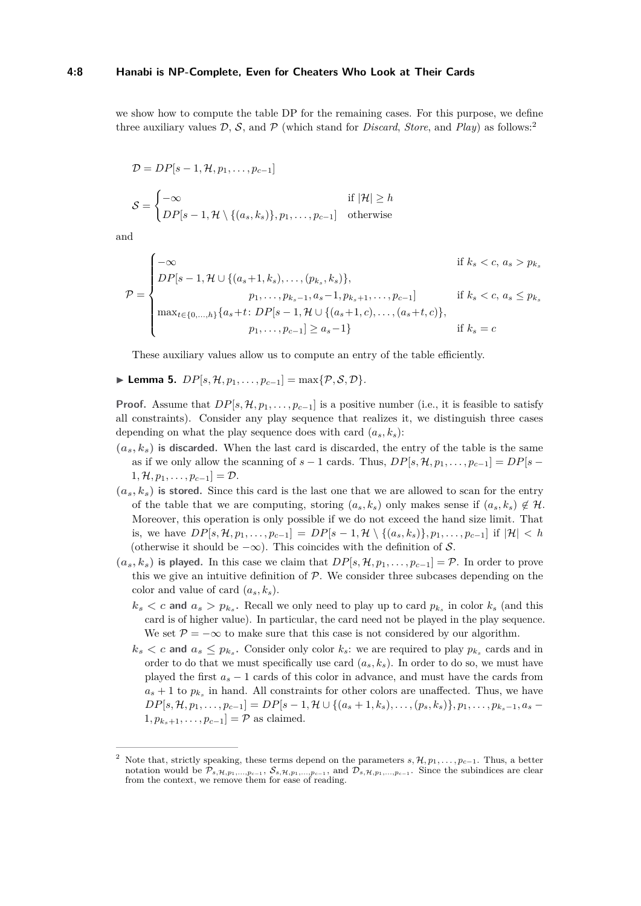we show how to compute the table DP for the remaining cases. For this purpose, we define three auxiliary values $\mathcal{D}$, $\mathcal{S}$, and $\mathcal{P}$ (which stand for *Discard*, *Store*, and *Play*) as follows:[2]

$$\mathcal{D} = DP[s-1, \mathcal{H}, p_1, \ldots, p_{c-1}]$$

$$\mathcal{S} = \begin{cases} -\infty & \text{if } |\mathcal{H}| \geq h \\ DP[s-1, \mathcal{H} \setminus \{(a_s, k_s)\}, p_1, \ldots, p_{c-1}] & \text{otherwise} \end{cases}$$

and

$$\mathcal{P} = \begin{cases} -\infty & \text{if } k_s < c,\ a_s > p_{k_s} \\ DP[s-1, \mathcal{H} \cup \{(a_s{+}1, k_s), \ldots, (p_{k_s}, k_s)\}, & \\ \qquad p_1, \ldots, p_{k_s-1}, a_s{-}1, p_{k_s+1}, \ldots, p_{c-1}] & \text{if } k_s < c,\ a_s \leq p_{k_s} \\ \max_{t \in \{0, \ldots, h\}} \{a_s{+}t \colon DP[s-1, \mathcal{H} \cup \{(a_s{+}1, c), \ldots, (a_s{+}t, c)\}, & \\ \qquad p_1, \ldots, p_{c-1}] \geq a_s{-}1\} & \text{if } k_s = c \end{cases}$$

These auxiliary values allow us to compute an entry of the table efficiently.

▶ **Lemma 5.** $DP[s, \mathcal{H}, p_1, \ldots, p_{c-1}] = \max\{\mathcal{P}, \mathcal{S}, \mathcal{D}\}$.

**Proof.** Assume that $DP[s, \mathcal{H}, p_1, \ldots, p_{c-1}]$ is a positive number (i.e., it is feasible to satisfy all constraints). Consider any play sequence that realizes it, we distinguish three cases depending on what the play sequence does with card $(a_s, k_s)$:

**$(a_s, k_s)$ is discarded.** When the last card is discarded, the entry of the table is the same as if we only allow the scanning of $s-1$ cards. Thus, $DP[s, \mathcal{H}, p_1, \ldots, p_{c-1}] = DP[s-1, \mathcal{H}, p_1, \ldots, p_{c-1}] = \mathcal{D}$.

**$(a_s, k_s)$ is stored.** Since this card is the last one that we are allowed to scan for the entry of the table that we are computing, storing $(a_s, k_s)$ only makes sense if $(a_s, k_s) \notin \mathcal{H}$. Moreover, this operation is only possible if we do not exceed the hand size limit. That is, we have $DP[s, \mathcal{H}, p_1, \ldots, p_{c-1}] = DP[s-1, \mathcal{H} \setminus \{(a_s, k_s)\}, p_1, \ldots, p_{c-1}]$ if $|\mathcal{H}| < h$ (otherwise it should be $-\infty$). This coincides with the definition of $\mathcal{S}$.

**$(a_s, k_s)$ is played.** In this case we claim that $DP[s, \mathcal{H}, p_1, \ldots, p_{c-1}] = \mathcal{P}$. In order to prove this we give an intuitive definition of $\mathcal{P}$. We consider three subcases depending on the color and value of card $(a_s, k_s)$.

- **$k_s < c$ and $a_s > p_{k_s}$.** Recall we only need to play up to card $p_{k_s}$ in color $k_s$ (and this card is of higher value). In particular, the card need not be played in the play sequence. We set $\mathcal{P} = -\infty$ to make sure that this case is not considered by our algorithm.
- **$k_s < c$ and $a_s \leq p_{k_s}$.** Consider only color $k_s$: we are required to play $p_{k_s}$ cards and in order to do that we must specifically use card $(a_s, k_s)$. In order to do so, we must have played the first $a_s - 1$ cards of this color in advance, and must have the cards from $a_s + 1$ to $p_{k_s}$ in hand. All constraints for other colors are unaffected. Thus, we have $DP[s, \mathcal{H}, p_1, \ldots, p_{c-1}] = DP[s-1, \mathcal{H} \cup \{(a_s+1, k_s), \ldots, (p_s, k_s)\}, p_1, \ldots, p_{k_s-1}, a_s - 1, p_{k_s+1}, \ldots, p_{c-1}] = \mathcal{P}$ as claimed.

[2] Note that, strictly speaking, these terms depend on the parameters $s, \mathcal{H}, p_1, \ldots, p_{c-1}$. Thus, a better notation would be $\mathcal{P}_{s,\mathcal{H},p_1,\ldots,p_{c-1}}$, $\mathcal{S}_{s,\mathcal{H},p_1,\ldots,p_{c-1}}$, and $\mathcal{D}_{s,\mathcal{H},p_1,\ldots,p_{c-1}}$. Since the subindices are clear from the context, we remove them for ease of reading.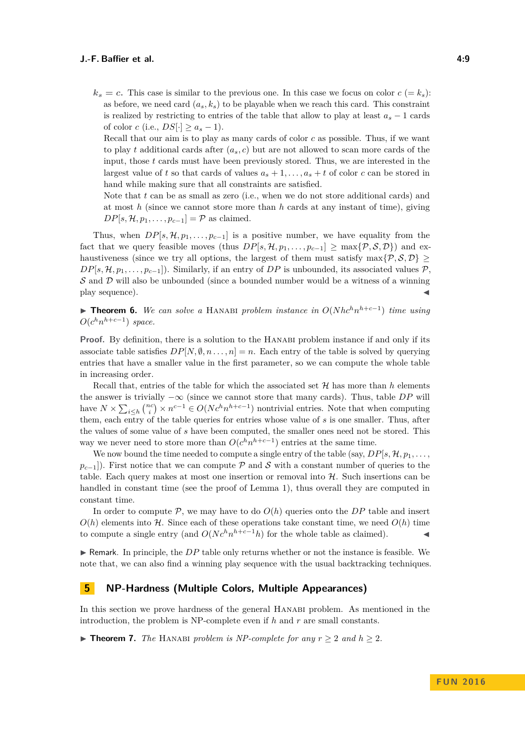$k_s = c$. This case is similar to the previous one. In this case we focus on color $c$ ($= k_s$): as before, we need card $(a_s, k_s)$ to be playable when we reach this card. This constraint is realized by restricting to entries of the table that allow to play at least $a_s - 1$ cards of color $c$ (i.e., $DS[\cdot] \geq a_s - 1$).

Recall that our aim is to play as many cards of color $c$ as possible. Thus, if we want to play $t$ additional cards after $(a_s, c)$ but are not allowed to scan more cards of the input, those $t$ cards must have been previously stored. Thus, we are interested in the largest value of $t$ so that cards of values $a_s + 1, \ldots, a_s + t$ of color $c$ can be stored in hand while making sure that all constraints are satisfied.

Note that $t$ can be as small as zero (i.e., when we do not store additional cards) and at most $h$ (since we cannot store more than $h$ cards at any instant of time), giving $DP[s, \mathcal{H}, p_1, \ldots, p_{c-1}] = \mathcal{P}$ as claimed.

Thus, when $DP[s, \mathcal{H}, p_1, \ldots, p_{c-1}]$ is a positive number, we have equality from the fact that we query feasible moves (thus $DP[s, \mathcal{H}, p_1, \ldots, p_{c-1}] \geq \max\{\mathcal{P}, \mathcal{S}, \mathcal{D}\}$) and exhaustiveness (since we try all options, the largest of them must satisfy $\max\{\mathcal{P}, \mathcal{S}, \mathcal{D}\} \geq DP[s, \mathcal{H}, p_1, \ldots, p_{c-1}]$). Similarly, if an entry of $DP$ is unbounded, its associated values $\mathcal{P}$, $\mathcal{S}$ and $\mathcal{D}$ will also be unbounded (since a bounded number would be a witness of a winning play sequence). ◀

▶ **Theorem 6.** *We can solve a* Hanabi *problem instance in $O(Nhc^h n^{h+c-1})$ time using $O(c^h n^{h+c-1})$ space.*

**Proof.** By definition, there is a solution to the Hanabi problem instance if and only if its associate table satisfies $DP[N, \emptyset, n \ldots, n] = n$. Each entry of the table is solved by querying entries that have a smaller value in the first parameter, so we can compute the whole table in increasing order.

Recall that, entries of the table for which the associated set $\mathcal{H}$ has more than $h$ elements the answer is trivially $-\infty$ (since we cannot store that many cards). Thus, table $DP$ will have $N \times \sum_{i \leq h} \binom{nc}{i} \times n^{c-1} \in O(Nc^h n^{h+c-1})$ nontrivial entries. Note that when computing them, each entry of the table queries for entries whose value of $s$ is one smaller. Thus, after the values of some value of $s$ have been computed, the smaller ones need not be stored. This way we never need to store more than $O(c^h n^{h+c-1})$ entries at the same time.

We now bound the time needed to compute a single entry of the table (say, $DP[s, \mathcal{H}, p_1, \ldots, p_{c-1}]$). First notice that we can compute $\mathcal{P}$ and $\mathcal{S}$ with a constant number of queries to the table. Each query makes at most one insertion or removal into $\mathcal{H}$. Such insertions can be handled in constant time (see the proof of Lemma 1), thus overall they are computed in constant time.

In order to compute $\mathcal{P}$, we may have to do $O(h)$ queries onto the $DP$ table and insert $O(h)$ elements into $\mathcal{H}$. Since each of these operations take constant time, we need $O(h)$ time to compute a single entry (and $O(Nc^h n^{h+c-1} h)$ for the whole table as claimed). ◀

▶ Remark. In principle, the $DP$ table only returns whether or not the instance is feasible. We note that, we can also find a winning play sequence with the usual backtracking techniques.

## 5 NP-Hardness (Multiple Colors, Multiple Appearances)

In this section we prove hardness of the general Hanabi problem. As mentioned in the introduction, the problem is NP-complete even if $h$ and $r$ are small constants.

▶ **Theorem 7.** *The* Hanabi *problem is NP-complete for any $r \geq 2$ and $h \geq 2$.*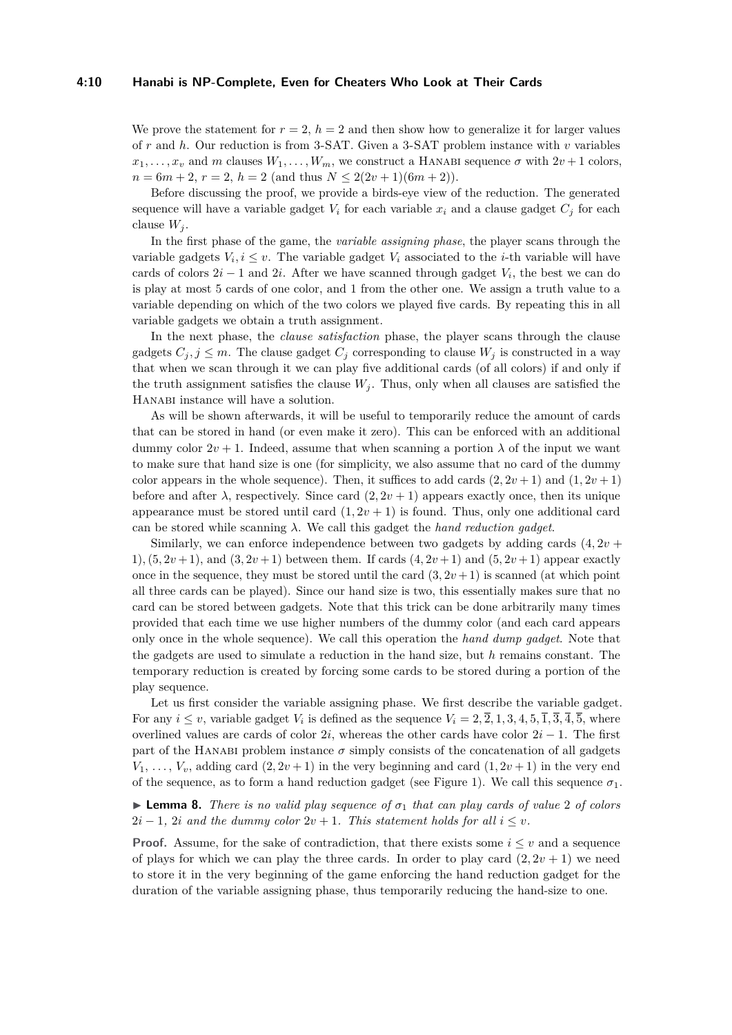We prove the statement for $r = 2$, $h = 2$ and then show how to generalize it for larger values of $r$ and $h$. Our reduction is from 3-SAT. Given a 3-SAT problem instance with $v$ variables $x_1, \ldots, x_v$ and $m$ clauses $W_1, \ldots, W_m$, we construct a Hanabi sequence $\sigma$ with $2v+1$ colors, $n = 6m + 2$, $r = 2$, $h = 2$ (and thus $N \leq 2(2v+1)(6m+2)$).

Before discussing the proof, we provide a birds-eye view of the reduction. The generated sequence will have a variable gadget $V_i$ for each variable $x_i$ and a clause gadget $C_j$ for each clause $W_j$.

In the first phase of the game, the *variable assigning phase*, the player scans through the variable gadgets $V_i, i \leq v$. The variable gadget $V_i$ associated to the $i$-th variable will have cards of colors $2i - 1$ and $2i$. After we have scanned through gadget $V_i$, the best we can do is play at most 5 cards of one color, and 1 from the other one. We assign a truth value to a variable depending on which of the two colors we played five cards. By repeating this in all variable gadgets we obtain a truth assignment.

In the next phase, the *clause satisfaction* phase, the player scans through the clause gadgets $C_j, j \leq m$. The clause gadget $C_j$ corresponding to clause $W_j$ is constructed in a way that when we scan through it we can play five additional cards (of all colors) if and only if the truth assignment satisfies the clause $W_j$. Thus, only when all clauses are satisfied the Hanabi instance will have a solution.

As will be shown afterwards, it will be useful to temporarily reduce the amount of cards that can be stored in hand (or even make it zero). This can be enforced with an additional dummy color $2v + 1$. Indeed, assume that when scanning a portion $\lambda$ of the input we want to make sure that hand size is one (for simplicity, we also assume that no card of the dummy color appears in the whole sequence). Then, it suffices to add cards $(2, 2v + 1)$ and $(1, 2v + 1)$ before and after $\lambda$, respectively. Since card $(2, 2v + 1)$ appears exactly once, then its unique appearance must be stored until card $(1, 2v + 1)$ is found. Thus, only one additional card can be stored while scanning $\lambda$. We call this gadget the *hand reduction gadget*.

Similarly, we can enforce independence between two gadgets by adding cards $(4, 2v + 1), (5, 2v + 1)$, and $(3, 2v + 1)$ between them. If cards $(4, 2v + 1)$ and $(5, 2v + 1)$ appear exactly once in the sequence, they must be stored until the card $(3, 2v + 1)$ is scanned (at which point all three cards can be played). Since our hand size is two, this essentially makes sure that no card can be stored between gadgets. Note that this trick can be done arbitrarily many times provided that each time we use higher numbers of the dummy color (and each card appears only once in the whole sequence). We call this operation the *hand dump gadget*. Note that the gadgets are used to simulate a reduction in the hand size, but $h$ remains constant. The temporary reduction is created by forcing some cards to be stored during a portion of the play sequence.

Let us first consider the variable assigning phase. We first describe the variable gadget. For any $i \leq v$, variable gadget $V_i$ is defined as the sequence $V_i = 2, \overline{2}, 1, 3, 4, 5, \overline{1}, \overline{3}, \overline{4}, \overline{5}$, where overlined values are cards of color $2i$, whereas the other cards have color $2i - 1$. The first part of the Hanabi problem instance $\sigma$ simply consists of the concatenation of all gadgets $V_1, \ldots, V_v$, adding card $(2, 2v + 1)$ in the very beginning and card $(1, 2v + 1)$ in the very end of the sequence, as to form a hand reduction gadget (see Figure 1). We call this sequence $\sigma_1$.

▶ **Lemma 8.** *There is no valid play sequence of $\sigma_1$ that can play cards of value 2 of colors $2i - 1$, $2i$ and the dummy color $2v + 1$. This statement holds for all $i \leq v$.*

**Proof.** Assume, for the sake of contradiction, that there exists some $i \leq v$ and a sequence of plays for which we can play the three cards. In order to play card $(2, 2v + 1)$ we need to store it in the very beginning of the game enforcing the hand reduction gadget for the duration of the variable assigning phase, thus temporarily reducing the hand-size to one.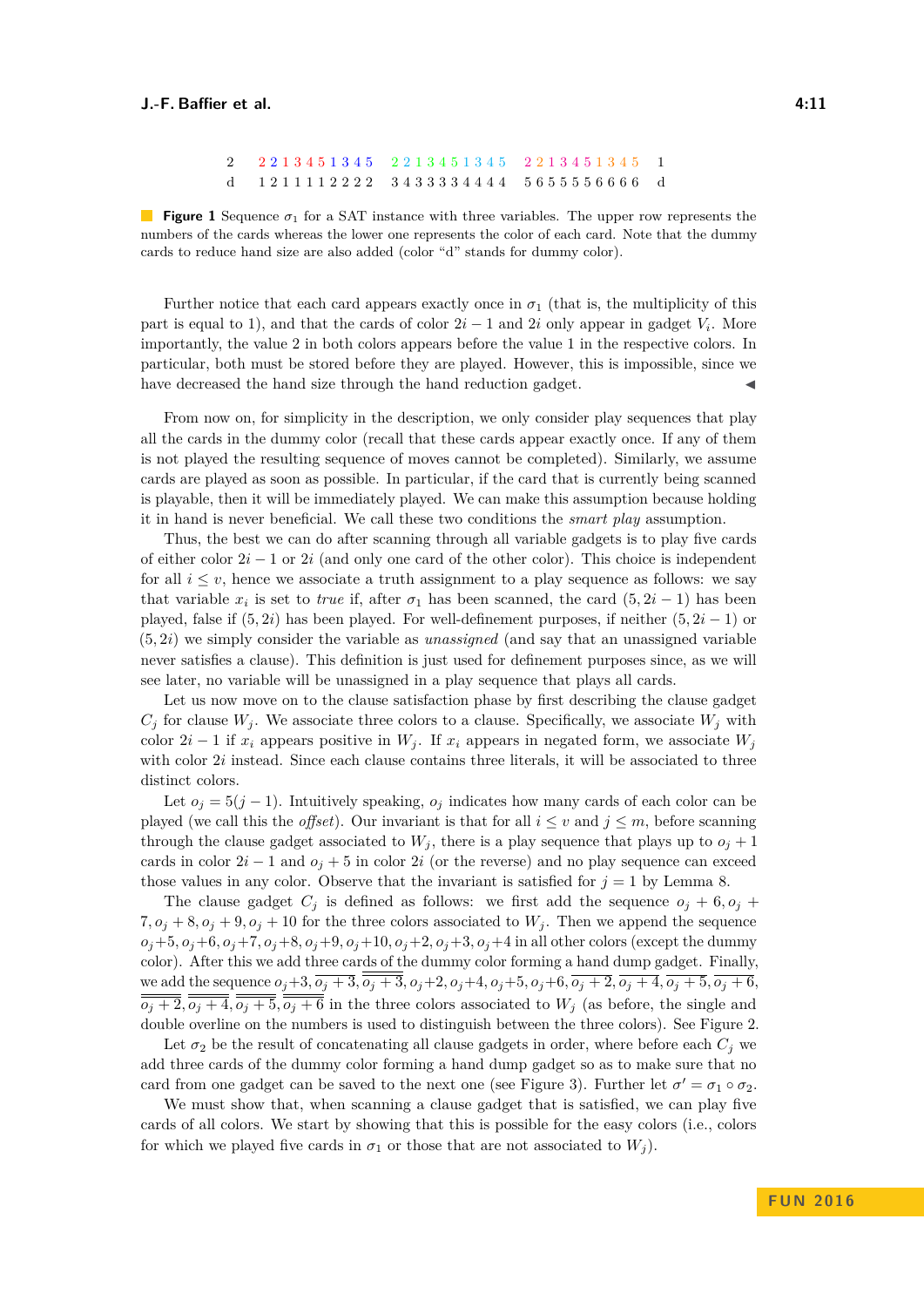| 2 | 2 2 1 3 4 5 1 3 4 5 | 2 2 1 3 4 5 1 3 4 5 | 2 2 1 3 4 5 1 3 4 5 | 1 |
|---|---|---|---|---|
| d | 1 2 1 1 1 1 2 2 2 2 | 3 4 3 3 3 3 4 4 4 4 | 5 6 5 5 5 5 6 6 6 6 | d |

**Figure 1** Sequence $\sigma_1$ for a SAT instance with three variables. The upper row represents the numbers of the cards whereas the lower one represents the color of each card. Note that the dummy cards to reduce hand size are also added (color "d" stands for dummy color).

Further notice that each card appears exactly once in $\sigma_1$ (that is, the multiplicity of this part is equal to 1), and that the cards of color $2i-1$ and $2i$ only appear in gadget $V_i$. More importantly, the value 2 in both colors appears before the value 1 in the respective colors. In particular, both must be stored before they are played. However, this is impossible, since we have decreased the hand size through the hand reduction gadget. ◀

From now on, for simplicity in the description, we only consider play sequences that play all the cards in the dummy color (recall that these cards appear exactly once. If any of them is not played the resulting sequence of moves cannot be completed). Similarly, we assume cards are played as soon as possible. In particular, if the card that is currently being scanned is playable, then it will be immediately played. We can make this assumption because holding it in hand is never beneficial. We call these two conditions the *smart play* assumption.

Thus, the best we can do after scanning through all variable gadgets is to play five cards of either color $2i-1$ or $2i$ (and only one card of the other color). This choice is independent for all $i \leq v$, hence we associate a truth assignment to a play sequence as follows: we say that variable $x_i$ is set to *true* if, after $\sigma_1$ has been scanned, the card $(5, 2i-1)$ has been played, false if $(5, 2i)$ has been played. For well-definement purposes, if neither $(5, 2i-1)$ or $(5, 2i)$ we simply consider the variable as *unassigned* (and say that an unassigned variable never satisfies a clause). This definition is just used for definement purposes since, as we will see later, no variable will be unassigned in a play sequence that plays all cards.

Let us now move on to the clause satisfaction phase by first describing the clause gadget $C_j$ for clause $W_j$. We associate three colors to a clause. Specifically, we associate $W_j$ with color $2i-1$ if $x_i$ appears positive in $W_j$. If $x_i$ appears in negated form, we associate $W_j$ with color $2i$ instead. Since each clause contains three literals, it will be associated to three distinct colors.

Let $o_j = 5(j-1)$. Intuitively speaking, $o_j$ indicates how many cards of each color can be played (we call this the *offset*). Our invariant is that for all $i \leq v$ and $j \leq m$, before scanning through the clause gadget associated to $W_j$, there is a play sequence that plays up to $o_j + 1$ cards in color $2i-1$ and $o_j + 5$ in color $2i$ (or the reverse) and no play sequence can exceed those values in any color. Observe that the invariant is satisfied for $j = 1$ by Lemma 8.

The clause gadget $C_j$ is defined as follows: we first add the sequence $o_j+6, o_j+7, o_j+8, o_j+9, o_j+10$ for the three colors associated to $W_j$. Then we append the sequence $o_j+5, o_j+6, o_j+7, o_j+8, o_j+9, o_j+10, o_j+2, o_j+3, o_j+4$ in all other colors (except the dummy color). After this we add three cards of the dummy color forming a hand dump gadget. Finally, we add the sequence $o_j+3, \overline{o_j+3}, \overline{\overline{o_j+3}}, o_j+2, o_j+4, o_j+5, o_j+6, \overline{o_j+2}, \overline{o_j+4}, \overline{o_j+5}, \overline{o_j+6}, \overline{\overline{o_j+2}}, \overline{\overline{o_j+4}}, \overline{\overline{o_j+5}}, \overline{\overline{o_j+6}}$ in the three colors associated to $W_j$ (as before, the single and double overline on the numbers is used to distinguish between the three colors). See Figure 2.

Let $\sigma_2$ be the result of concatenating all clause gadgets in order, where before each $C_j$ we add three cards of the dummy color forming a hand dump gadget so as to make sure that no card from one gadget can be saved to the next one (see Figure 3). Further let $\sigma' = \sigma_1 \circ \sigma_2$.

We must show that, when scanning a clause gadget that is satisfied, we can play five cards of all colors. We start by showing that this is possible for the easy colors (i.e., colors for which we played five cards in $\sigma_1$ or those that are not associated to $W_j$).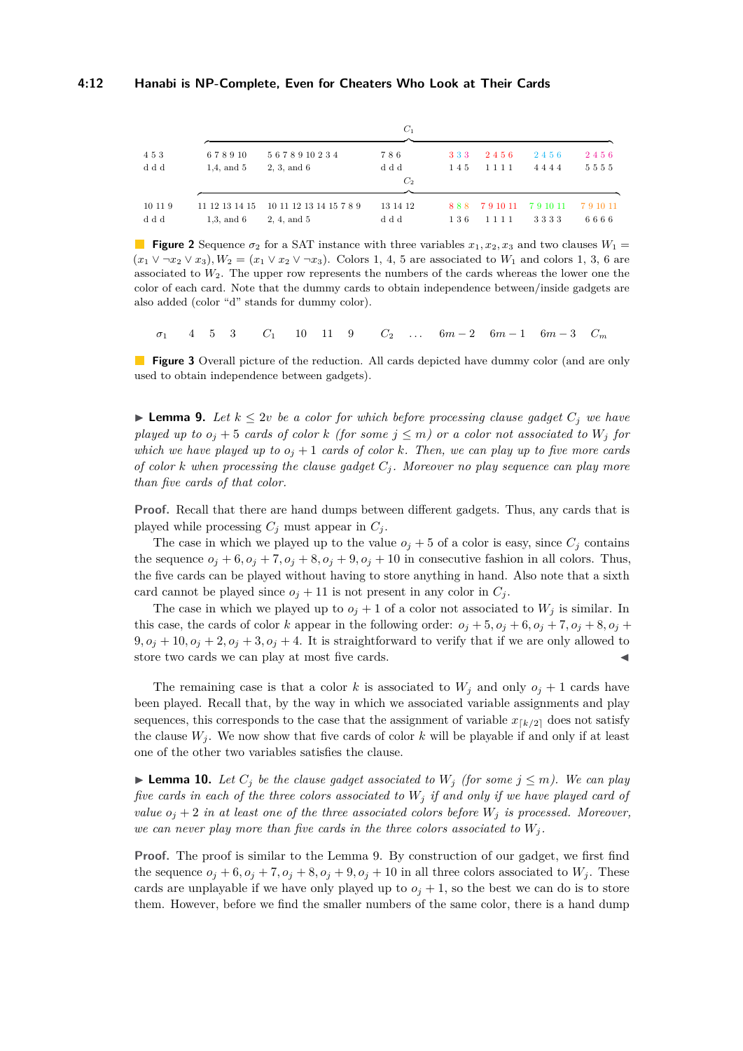| | $C_1$ | | | | | | |
|---|---|---|---|---|---|---|---|
| 4 5 3 | 6 7 8 9 10 | 5 6 7 8 9 10 2 3 4 | 7 8 6 | 3 3 3 | 2 4 5 6 | 2 4 5 6 | 2 4 5 6 |
| d d d | 1,4, and 5 | 2, 3, and 6 | d d d | 1 4 5 | 1 1 1 1 | 4 4 4 4 | 5 5 5 5 |

| | $C_2$ | | | | | | |
|---|---|---|---|---|---|---|---|
| 10 11 9 | 11 12 13 14 15 | 10 11 12 13 14 15 7 8 9 | 13 14 12 | 8 8 8 | 7 9 10 11 | 7 9 10 11 | 7 9 10 11 |
| d d d | 1,3, and 6 | 2, 4, and 5 | d d d | 1 3 6 | 1 1 1 1 | 3 3 3 3 | 6 6 6 6 |

**Figure 2** Sequence $\sigma_2$ for a SAT instance with three variables $x_1, x_2, x_3$ and two clauses $W_1 = (x_1 \vee \neg x_2 \vee x_3), W_2 = (x_1 \vee x_2 \vee \neg x_3)$. Colors 1, 4, 5 are associated to $W_1$ and colors 1, 3, 6 are associated to $W_2$. The upper row represents the numbers of the cards whereas the lower one the color of each card. Note that the dummy cards to obtain independence between/inside gadgets are also added (color "d" stands for dummy color).

$\sigma_1$ 4 5 3 $C_1$ 10 11 9 $C_2$ ... $6m-2$ $6m-1$ $6m-3$ $C_m$

**Figure 3** Overall picture of the reduction. All cards depicted have dummy color (and are only used to obtain independence between gadgets).

▶ **Lemma 9.** *Let $k \leq 2v$ be a color for which before processing clause gadget $C_j$ we have played up to $o_j + 5$ cards of color $k$ (for some $j \leq m$) or a color not associated to $W_j$ for which we have played up to $o_j + 1$ cards of color $k$. Then, we can play up to five more cards of color $k$ when processing the clause gadget $C_j$. Moreover no play sequence can play more than five cards of that color.*

**Proof.** Recall that there are hand dumps between different gadgets. Thus, any cards that is played while processing $C_j$ must appear in $C_j$.

The case in which we played up to the value $o_j + 5$ of a color is easy, since $C_j$ contains the sequence $o_j + 6, o_j + 7, o_j + 8, o_j + 9, o_j + 10$ in consecutive fashion in all colors. Thus, the five cards can be played without having to store anything in hand. Also note that a sixth card cannot be played since $o_j + 11$ is not present in any color in $C_j$.

The case in which we played up to $o_j + 1$ of a color not associated to $W_j$ is similar. In this case, the cards of color $k$ appear in the following order: $o_j + 5, o_j + 6, o_j + 7, o_j + 8, o_j + 9, o_j + 10, o_j + 2, o_j + 3, o_j + 4$. It is straightforward to verify that if we are only allowed to store two cards we can play at most five cards. ◀

The remaining case is that a color $k$ is associated to $W_j$ and only $o_j + 1$ cards have been played. Recall that, by the way in which we associated variable assignments and play sequences, this corresponds to the case that the assignment of variable $x_{\lceil k/2 \rceil}$ does not satisfy the clause $W_j$. We now show that five cards of color $k$ will be playable if and only if at least one of the other two variables satisfies the clause.

▶ **Lemma 10.** *Let $C_j$ be the clause gadget associated to $W_j$ (for some $j \leq m$). We can play five cards in each of the three colors associated to $W_j$ if and only if we have played card of value $o_j + 2$ in at least one of the three associated colors before $W_j$ is processed. Moreover, we can never play more than five cards in the three colors associated to $W_j$.*

**Proof.** The proof is similar to the Lemma 9. By construction of our gadget, we first find the sequence $o_j + 6, o_j + 7, o_j + 8, o_j + 9, o_j + 10$ in all three colors associated to $W_j$. These cards are unplayable if we have only played up to $o_j + 1$, so the best we can do is to store them. However, before we find the smaller numbers of the same color, there is a hand dump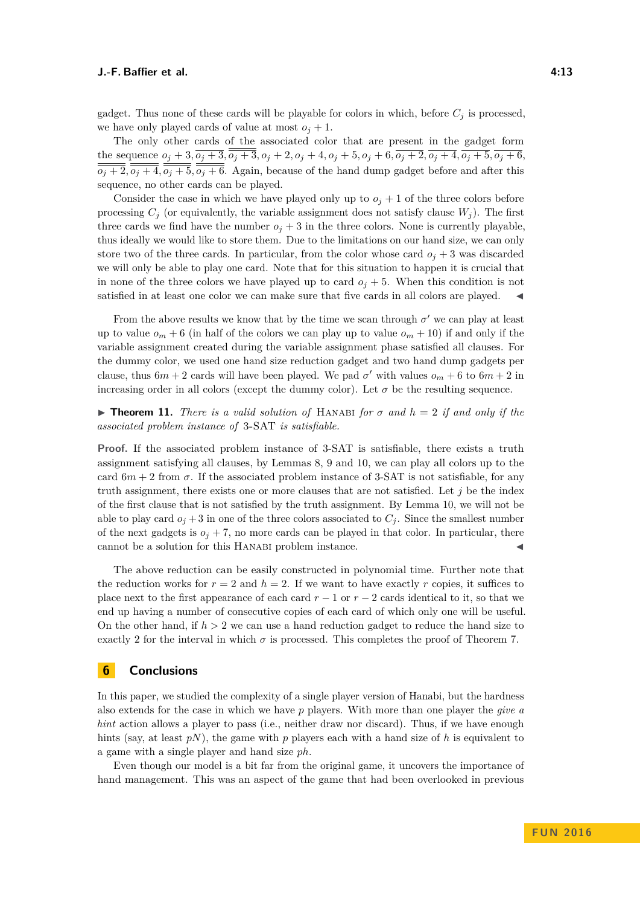gadget. Thus none of these cards will be playable for colors in which, before $C_j$ is processed, we have only played cards of value at most $o_j + 1$.

The only other cards of the associated color that are present in the gadget form the sequence $o_j+3, \overline{o_j+3}, \overline{\overline{o_j+3}}, o_j+2, o_j+4, o_j+5, o_j+6, \overline{o_j+2}, \overline{o_j+4}, \overline{o_j+5}, \overline{o_j+6}, \overline{\overline{o_j+2}}, \overline{\overline{o_j+4}}, \overline{\overline{o_j+5}}, \overline{\overline{o_j+6}}$. Again, because of the hand dump gadget before and after this sequence, no other cards can be played.

Consider the case in which we have played only up to $o_j+1$ of the three colors before processing $C_j$ (or equivalently, the variable assignment does not satisfy clause $W_j$). The first three cards we find have the number $o_j+3$ in the three colors. None is currently playable, thus ideally we would like to store them. Due to the limitations on our hand size, we can only store two of the three cards. In particular, from the color whose card $o_j+3$ was discarded we will only be able to play one card. Note that for this situation to happen it is crucial that in none of the three colors we have played up to card $o_j+5$. When this condition is not satisfied in at least one color we can make sure that five cards in all colors are played. ◀

From the above results we know that by the time we scan through $\sigma'$ we can play at least up to value $o_m+6$ (in half of the colors we can play up to value $o_m+10$) if and only if the variable assignment created during the variable assignment phase satisfied all clauses. For the dummy color, we used one hand size reduction gadget and two hand dump gadgets per clause, thus $6m+2$ cards will have been played. We pad $\sigma'$ with values $o_m+6$ to $6m+2$ in increasing order in all colors (except the dummy color). Let $\sigma$ be the resulting sequence.

▶ **Theorem 11.** *There is a valid solution of* Hanabi *for* $\sigma$ *and* $h=2$ *if and only if the associated problem instance of* 3-SAT *is satisfiable.*

**Proof.** If the associated problem instance of 3-SAT is satisfiable, there exists a truth assignment satisfying all clauses, by Lemmas 8, 9 and 10, we can play all colors up to the card $6m+2$ from $\sigma$. If the associated problem instance of 3-SAT is not satisfiable, for any truth assignment, there exists one or more clauses that are not satisfied. Let $j$ be the index of the first clause that is not satisfied by the truth assignment. By Lemma 10, we will not be able to play card $o_j+3$ in one of the three colors associated to $C_j$. Since the smallest number of the next gadgets is $o_j+7$, no more cards can be played in that color. In particular, there cannot be a solution for this Hanabi problem instance. ◀

The above reduction can be easily constructed in polynomial time. Further note that the reduction works for $r=2$ and $h=2$. If we want to have exactly $r$ copies, it suffices to place next to the first appearance of each card $r-1$ or $r-2$ cards identical to it, so that we end up having a number of consecutive copies of each card of which only one will be useful. On the other hand, if $h>2$ we can use a hand reduction gadget to reduce the hand size to exactly 2 for the interval in which $\sigma$ is processed. This completes the proof of Theorem 7.

## 6 Conclusions

In this paper, we studied the complexity of a single player version of Hanabi, but the hardness also extends for the case in which we have $p$ players. With more than one player the *give a hint* action allows a player to pass (i.e., neither draw nor discard). Thus, if we have enough hints (say, at least $pN$), the game with $p$ players each with a hand size of $h$ is equivalent to a game with a single player and hand size $ph$.

Even though our model is a bit far from the original game, it uncovers the importance of hand management. This was an aspect of the game that had been overlooked in previous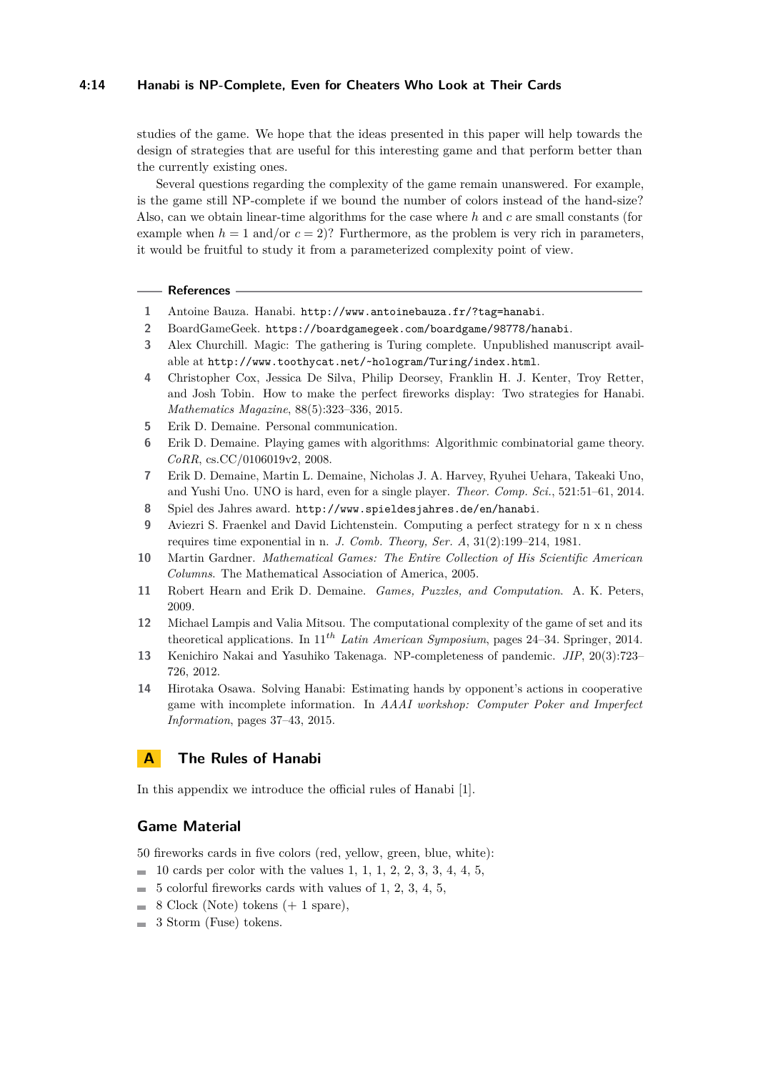studies of the game. We hope that the ideas presented in this paper will help towards the design of strategies that are useful for this interesting game and that perform better than the currently existing ones.

Several questions regarding the complexity of the game remain unanswered. For example, is the game still NP-complete if we bound the number of colors instead of the hand-size? Also, can we obtain linear-time algorithms for the case where $h$ and $c$ are small constants (for example when $h = 1$ and/or $c = 2$)? Furthermore, as the problem is very rich in parameters, it would be fruitful to study it from a parameterized complexity point of view.

## References

1. Antoine Bauza. Hanabi. http://www.antoinebauza.fr/?tag=hanabi.
2. BoardGameGeek. https://boardgamegeek.com/boardgame/98778/hanabi.
3. Alex Churchill. Magic: The gathering is Turing complete. Unpublished manuscript available at http://www.toothycat.net/~hologram/Turing/index.html.
4. Christopher Cox, Jessica De Silva, Philip Deorsey, Franklin H. J. Kenter, Troy Retter, and Josh Tobin. How to make the perfect fireworks display: Two strategies for Hanabi. *Mathematics Magazine*, 88(5):323–336, 2015.
5. Erik D. Demaine. Personal communication.
6. Erik D. Demaine. Playing games with algorithms: Algorithmic combinatorial game theory. *CoRR*, cs.CC/0106019v2, 2008.
7. Erik D. Demaine, Martin L. Demaine, Nicholas J. A. Harvey, Ryuhei Uehara, Takeaki Uno, and Yushi Uno. UNO is hard, even for a single player. *Theor. Comp. Sci.*, 521:51–61, 2014.
8. Spiel des Jahres award. http://www.spieldesjahres.de/en/hanabi.
9. Aviezri S. Fraenkel and David Lichtenstein. Computing a perfect strategy for n x n chess requires time exponential in n. *J. Comb. Theory, Ser. A*, 31(2):199–214, 1981.
10. Martin Gardner. *Mathematical Games: The Entire Collection of His Scientific American Columns*. The Mathematical Association of America, 2005.
11. Robert Hearn and Erik D. Demaine. *Games, Puzzles, and Computation*. A. K. Peters, 2009.
12. Michael Lampis and Valia Mitsou. The computational complexity of the game of set and its theoretical applications. In 11$^{th}$ *Latin American Symposium*, pages 24–34. Springer, 2014.
13. Kenichiro Nakai and Yasuhiko Takenaga. NP-completeness of pandemic. *JIP*, 20(3):723–726, 2012.
14. Hirotaka Osawa. Solving Hanabi: Estimating hands by opponent's actions in cooperative game with incomplete information. In *AAAI workshop: Computer Poker and Imperfect Information*, pages 37–43, 2015.

# A The Rules of Hanabi

In this appendix we introduce the official rules of Hanabi [1].

## Game Material

50 fireworks cards in five colors (red, yellow, green, blue, white):

- 10 cards per color with the values 1, 1, 1, 2, 2, 3, 3, 4, 4, 5,
- 5 colorful fireworks cards with values of 1, 2, 3, 4, 5,
- 8 Clock (Note) tokens (+ 1 spare),
- 3 Storm (Fuse) tokens.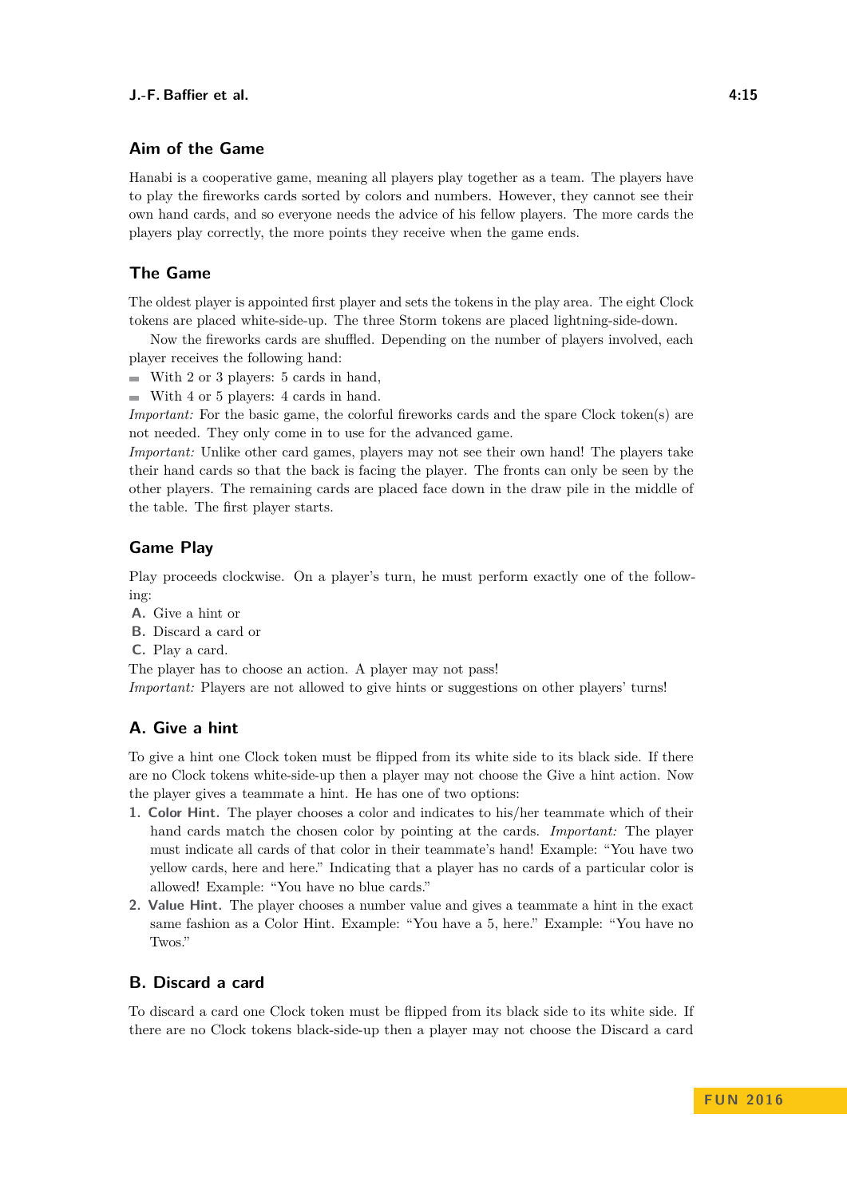## Aim of the Game

Hanabi is a cooperative game, meaning all players play together as a team. The players have to play the fireworks cards sorted by colors and numbers. However, they cannot see their own hand cards, and so everyone needs the advice of his fellow players. The more cards the players play correctly, the more points they receive when the game ends.

## The Game

The oldest player is appointed first player and sets the tokens in the play area. The eight Clock tokens are placed white-side-up. The three Storm tokens are placed lightning-side-down.

Now the fireworks cards are shuffled. Depending on the number of players involved, each player receives the following hand:

- With 2 or 3 players: 5 cards in hand,
- With 4 or 5 players: 4 cards in hand.

*Important:* For the basic game, the colorful fireworks cards and the spare Clock token(s) are not needed. They only come in to use for the advanced game.

*Important:* Unlike other card games, players may not see their own hand! The players take their hand cards so that the back is facing the player. The fronts can only be seen by the other players. The remaining cards are placed face down in the draw pile in the middle of the table. The first player starts.

## Game Play

Play proceeds clockwise. On a player's turn, he must perform exactly one of the following:

**A.** Give a hint or
**B.** Discard a card or
**C.** Play a card.

The player has to choose an action. A player may not pass!

*Important:* Players are not allowed to give hints or suggestions on other players' turns!

## A. Give a hint

To give a hint one Clock token must be flipped from its white side to its black side. If there are no Clock tokens white-side-up then a player may not choose the Give a hint action. Now the player gives a teammate a hint. He has one of two options:

1. **Color Hint.** The player chooses a color and indicates to his/her teammate which of their hand cards match the chosen color by pointing at the cards. *Important:* The player must indicate all cards of that color in their teammate's hand! Example: "You have two yellow cards, here and here." Indicating that a player has no cards of a particular color is allowed! Example: "You have no blue cards."
2. **Value Hint.** The player chooses a number value and gives a teammate a hint in the exact same fashion as a Color Hint. Example: "You have a 5, here." Example: "You have no Twos."

## B. Discard a card

To discard a card one Clock token must be flipped from its black side to its white side. If there are no Clock tokens black-side-up then a player may not choose the Discard a card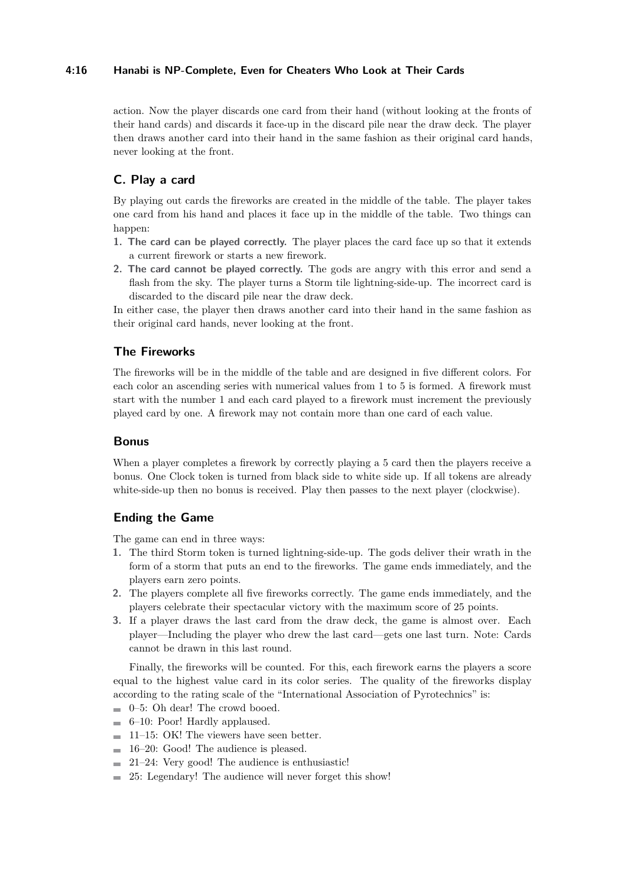action. Now the player discards one card from their hand (without looking at the fronts of their hand cards) and discards it face-up in the discard pile near the draw deck. The player then draws another card into their hand in the same fashion as their original card hands, never looking at the front.

## C. Play a card

By playing out cards the fireworks are created in the middle of the table. The player takes one card from his hand and places it face up in the middle of the table. Two things can happen:

1. **The card can be played correctly.** The player places the card face up so that it extends a current firework or starts a new firework.
2. **The card cannot be played correctly.** The gods are angry with this error and send a flash from the sky. The player turns a Storm tile lightning-side-up. The incorrect card is discarded to the discard pile near the draw deck.

In either case, the player then draws another card into their hand in the same fashion as their original card hands, never looking at the front.

## The Fireworks

The fireworks will be in the middle of the table and are designed in five different colors. For each color an ascending series with numerical values from 1 to 5 is formed. A firework must start with the number 1 and each card played to a firework must increment the previously played card by one. A firework may not contain more than one card of each value.

## Bonus

When a player completes a firework by correctly playing a 5 card then the players receive a bonus. One Clock token is turned from black side to white side up. If all tokens are already white-side-up then no bonus is received. Play then passes to the next player (clockwise).

## Ending the Game

The game can end in three ways:

1. The third Storm token is turned lightning-side-up. The gods deliver their wrath in the form of a storm that puts an end to the fireworks. The game ends immediately, and the players earn zero points.
2. The players complete all five fireworks correctly. The game ends immediately, and the players celebrate their spectacular victory with the maximum score of 25 points.
3. If a player draws the last card from the draw deck, the game is almost over. Each player—Including the player who drew the last card—gets one last turn. Note: Cards cannot be drawn in this last round.

Finally, the fireworks will be counted. For this, each firework earns the players a score equal to the highest value card in its color series. The quality of the fireworks display according to the rating scale of the "International Association of Pyrotechnics" is:

- 0–5: Oh dear! The crowd booed.
- 6–10: Poor! Hardly applaused.
- 11–15: OK! The viewers have seen better.
- 16–20: Good! The audience is pleased.
- 21–24: Very good! The audience is enthusiastic!
- 25: Legendary! The audience will never forget this show!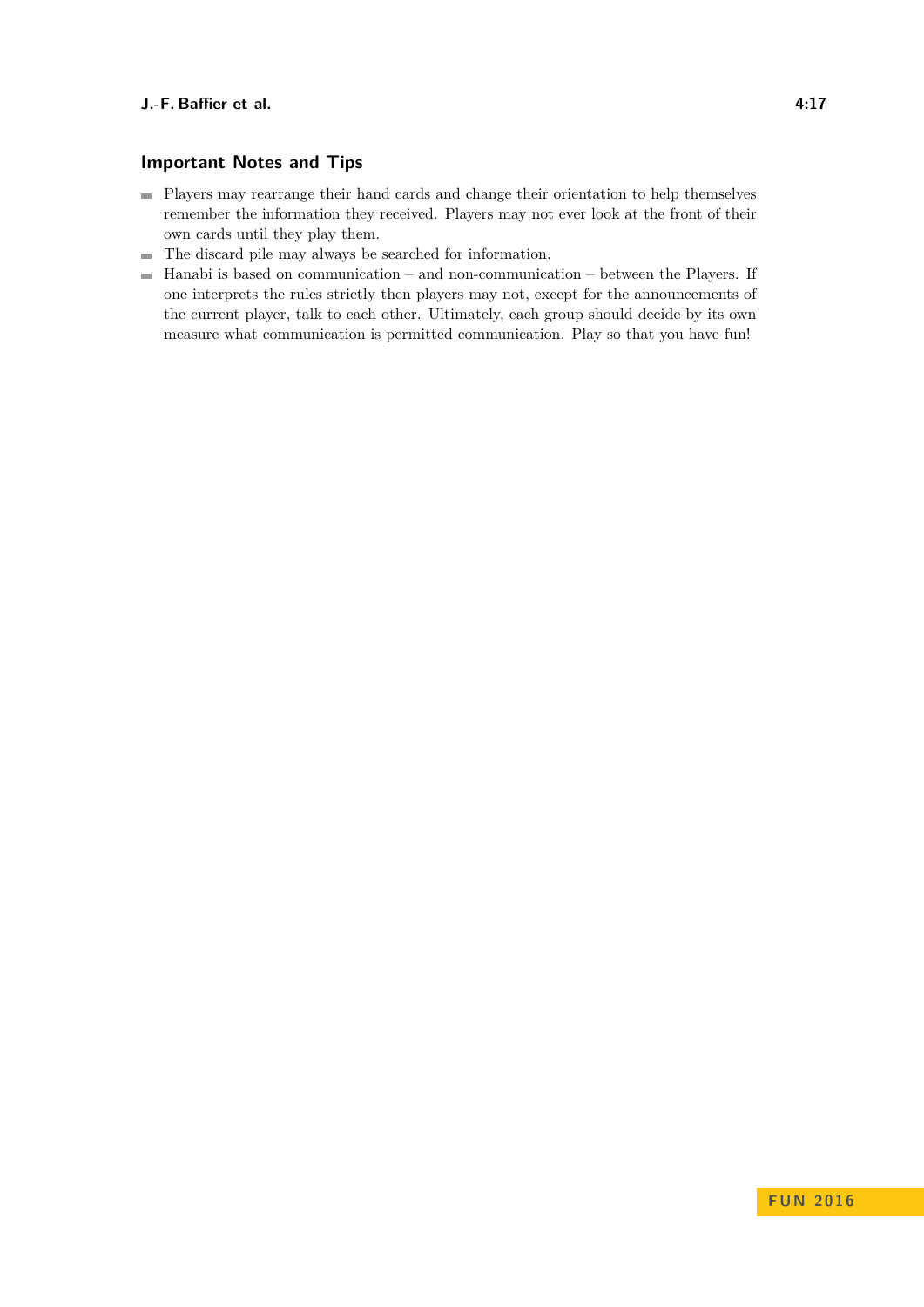## Important Notes and Tips

- Players may rearrange their hand cards and change their orientation to help themselves remember the information they received. Players may not ever look at the front of their own cards until they play them.
- The discard pile may always be searched for information.
- Hanabi is based on communication – and non-communication – between the Players. If one interprets the rules strictly then players may not, except for the announcements of the current player, talk to each other. Ultimately, each group should decide by its own measure what communication is permitted communication. Play so that you have fun!